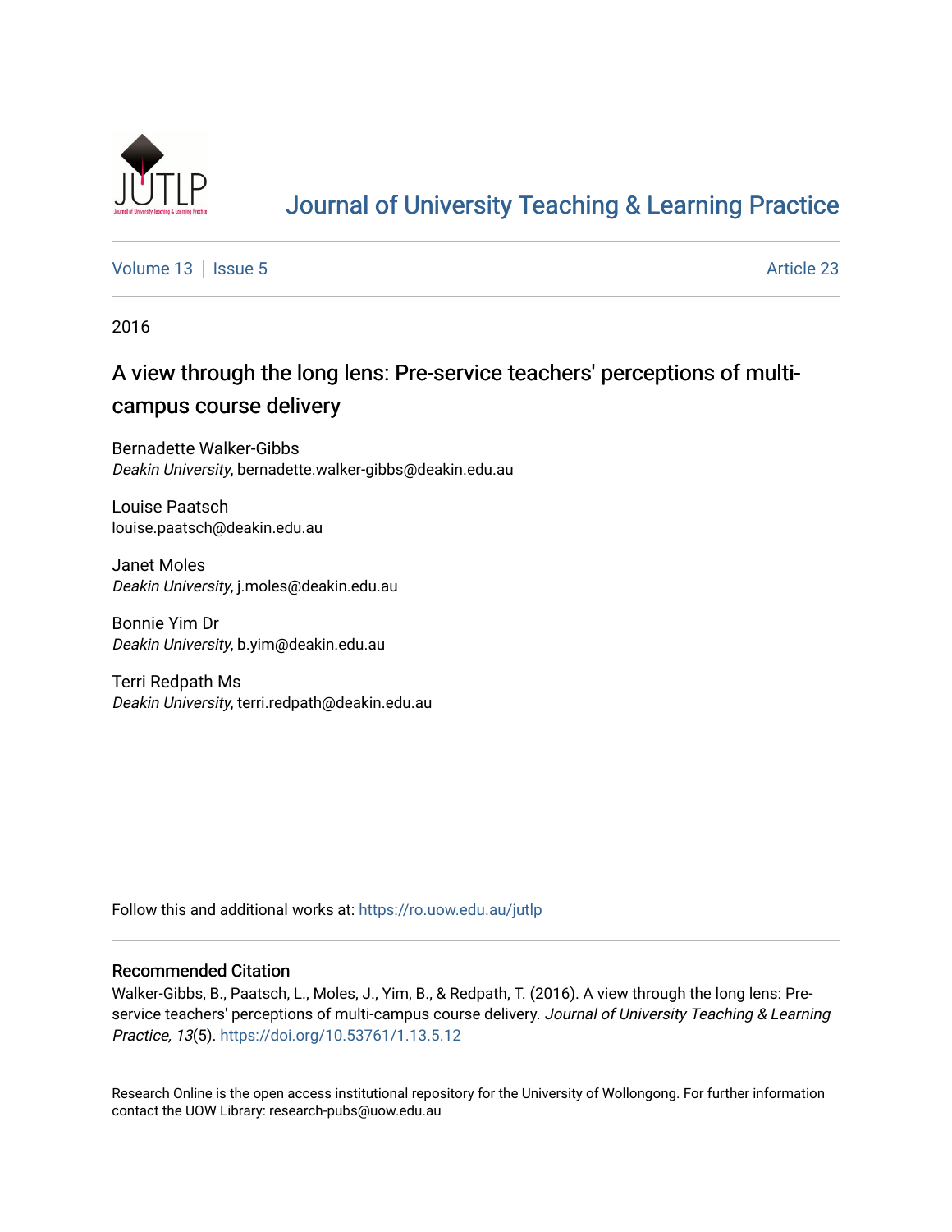# Journal of University Teaching & Learning Practice

Volume 13 | Issue 5 | Article 23

2016

## A view through the long lens: Pre-service teachers' perceptions of multi-campus course delivery

Bernadette Walker-Gibbs
*Deakin University*, bernadette.walker-gibbs@deakin.edu.au

Louise Paatsch
louise.paatsch@deakin.edu.au

Janet Moles
*Deakin University*, j.moles@deakin.edu.au

Bonnie Yim Dr
*Deakin University*, b.yim@deakin.edu.au

Terri Redpath Ms
*Deakin University*, terri.redpath@deakin.edu.au

Follow this and additional works at: https://ro.uow.edu.au/jutlp

### Recommended Citation

Walker-Gibbs, B., Paatsch, L., Moles, J., Yim, B., & Redpath, T. (2016). A view through the long lens: Pre-service teachers' perceptions of multi-campus course delivery. *Journal of University Teaching & Learning Practice, 13*(5). https://doi.org/10.53761/1.13.5.12

Research Online is the open access institutional repository for the University of Wollongong. For further information contact the UOW Library: research-pubs@uow.edu.au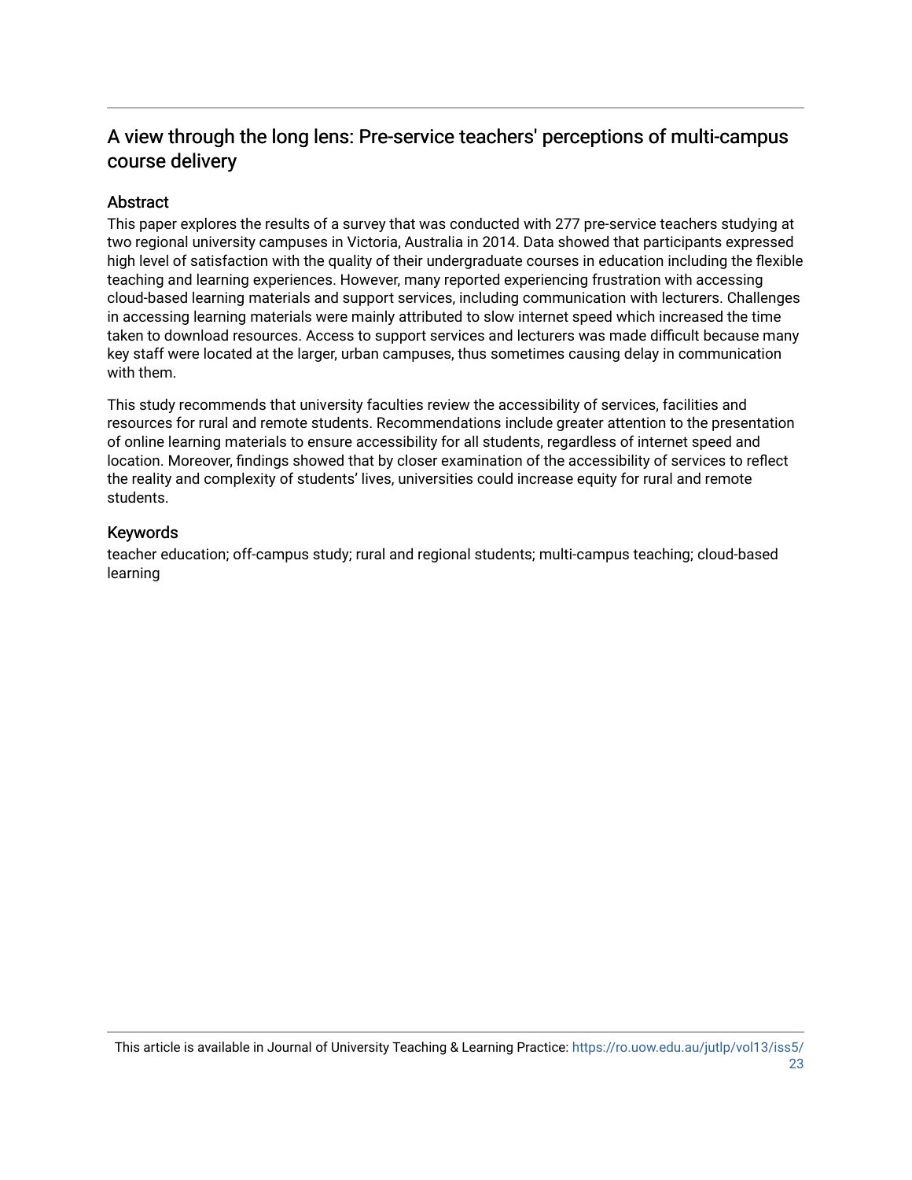## A view through the long lens: Pre-service teachers' perceptions of multi-campus course delivery

### Abstract

This paper explores the results of a survey that was conducted with 277 pre-service teachers studying at two regional university campuses in Victoria, Australia in 2014. Data showed that participants expressed high level of satisfaction with the quality of their undergraduate courses in education including the flexible teaching and learning experiences. However, many reported experiencing frustration with accessing cloud-based learning materials and support services, including communication with lecturers. Challenges in accessing learning materials were mainly attributed to slow internet speed which increased the time taken to download resources. Access to support services and lecturers was made difficult because many key staff were located at the larger, urban campuses, thus sometimes causing delay in communication with them.

This study recommends that university faculties review the accessibility of services, facilities and resources for rural and remote students. Recommendations include greater attention to the presentation of online learning materials to ensure accessibility for all students, regardless of internet speed and location. Moreover, findings showed that by closer examination of the accessibility of services to reflect the reality and complexity of students' lives, universities could increase equity for rural and remote students.

### Keywords

teacher education; off-campus study; rural and regional students; multi-campus teaching; cloud-based learning

This article is available in Journal of University Teaching & Learning Practice: https://ro.uow.edu.au/jutlp/vol13/iss5/23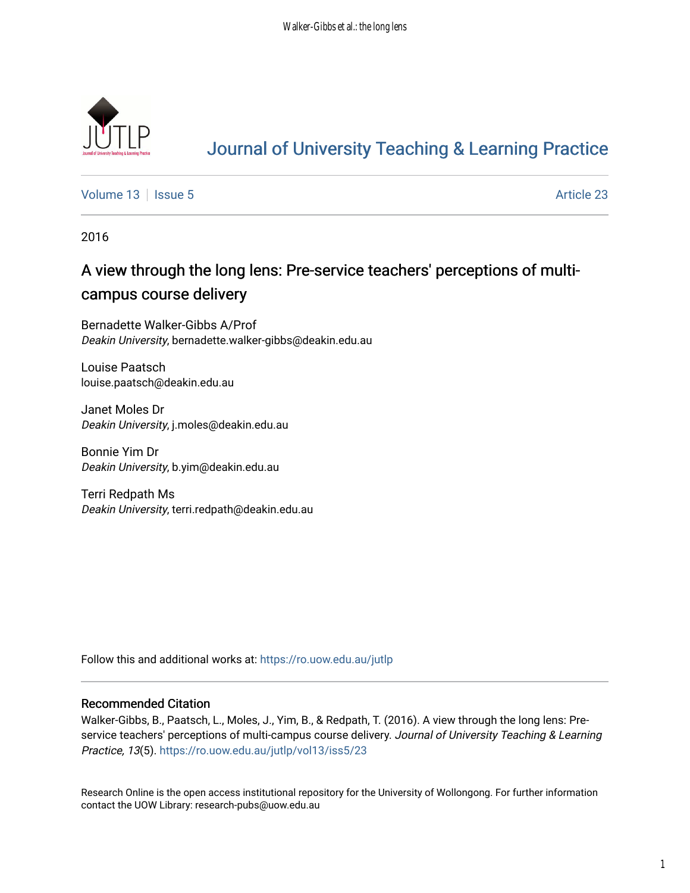# Journal of University Teaching & Learning Practice

Volume 13 | Issue 5 | Article 23

2016

## A view through the long lens: Pre-service teachers' perceptions of multi-campus course delivery

Bernadette Walker-Gibbs A/Prof
*Deakin University*, bernadette.walker-gibbs@deakin.edu.au

Louise Paatsch
louise.paatsch@deakin.edu.au

Janet Moles Dr
*Deakin University*, j.moles@deakin.edu.au

Bonnie Yim Dr
*Deakin University*, b.yim@deakin.edu.au

Terri Redpath Ms
*Deakin University*, terri.redpath@deakin.edu.au

Follow this and additional works at: https://ro.uow.edu.au/jutlp

### Recommended Citation

Walker-Gibbs, B., Paatsch, L., Moles, J., Yim, B., & Redpath, T. (2016). A view through the long lens: Pre-service teachers' perceptions of multi-campus course delivery. *Journal of University Teaching & Learning Practice, 13*(5). https://ro.uow.edu.au/jutlp/vol13/iss5/23

Research Online is the open access institutional repository for the University of Wollongong. For further information contact the UOW Library: research-pubs@uow.edu.au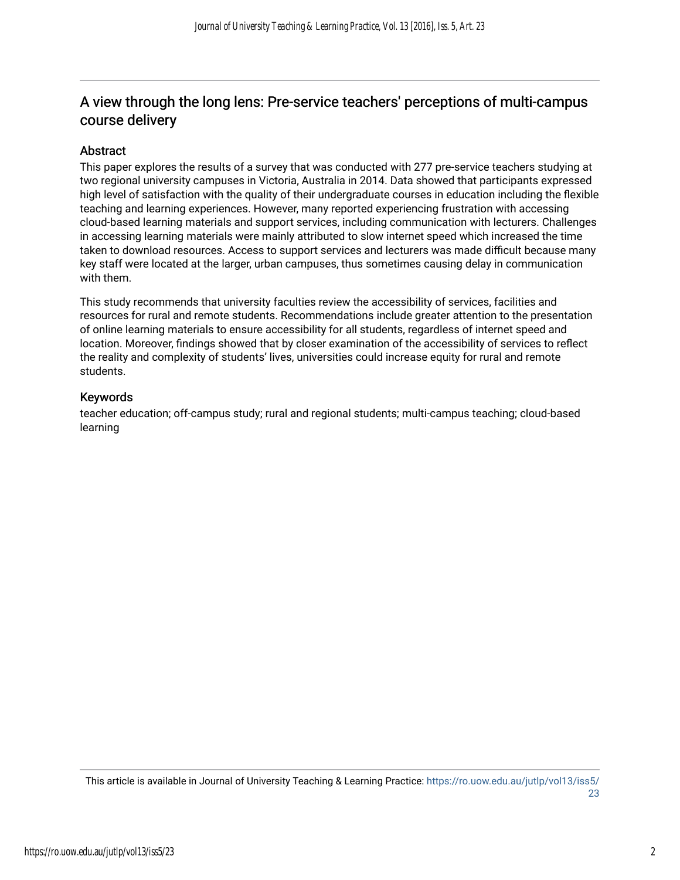## A view through the long lens: Pre-service teachers' perceptions of multi-campus course delivery

### Abstract

This paper explores the results of a survey that was conducted with 277 pre-service teachers studying at two regional university campuses in Victoria, Australia in 2014. Data showed that participants expressed high level of satisfaction with the quality of their undergraduate courses in education including the flexible teaching and learning experiences. However, many reported experiencing frustration with accessing cloud-based learning materials and support services, including communication with lecturers. Challenges in accessing learning materials were mainly attributed to slow internet speed which increased the time taken to download resources. Access to support services and lecturers was made difficult because many key staff were located at the larger, urban campuses, thus sometimes causing delay in communication with them.

This study recommends that university faculties review the accessibility of services, facilities and resources for rural and remote students. Recommendations include greater attention to the presentation of online learning materials to ensure accessibility for all students, regardless of internet speed and location. Moreover, findings showed that by closer examination of the accessibility of services to reflect the reality and complexity of students' lives, universities could increase equity for rural and remote students.

### Keywords

teacher education; off-campus study; rural and regional students; multi-campus teaching; cloud-based learning

This article is available in Journal of University Teaching & Learning Practice: https://ro.uow.edu.au/jutlp/vol13/iss5/23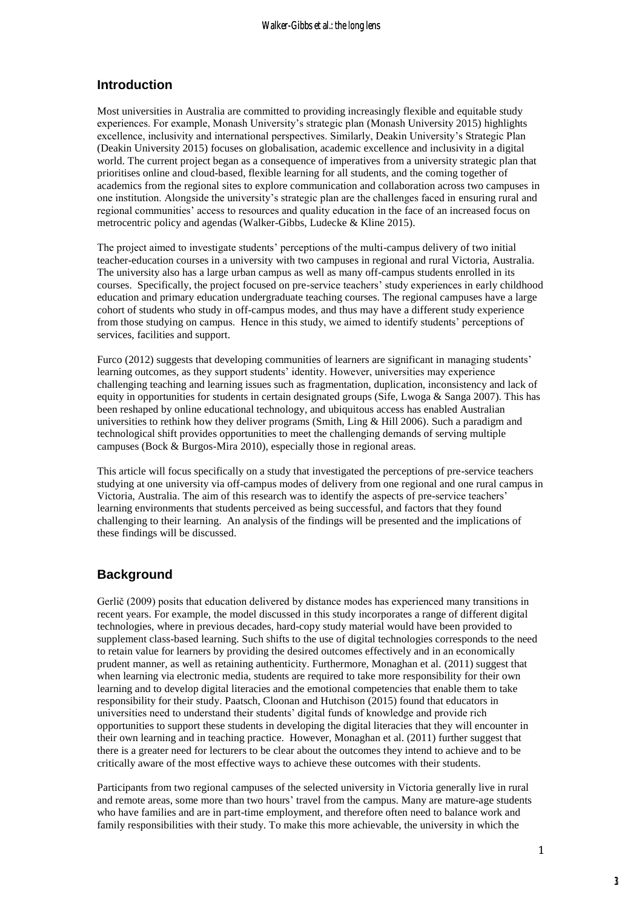## Introduction

Most universities in Australia are committed to providing increasingly flexible and equitable study experiences. For example, Monash University's strategic plan (Monash University 2015) highlights excellence, inclusivity and international perspectives. Similarly, Deakin University's Strategic Plan (Deakin University 2015) focuses on globalisation, academic excellence and inclusivity in a digital world. The current project began as a consequence of imperatives from a university strategic plan that prioritises online and cloud-based, flexible learning for all students, and the coming together of academics from the regional sites to explore communication and collaboration across two campuses in one institution. Alongside the university's strategic plan are the challenges faced in ensuring rural and regional communities' access to resources and quality education in the face of an increased focus on metrocentric policy and agendas (Walker-Gibbs, Ludecke & Kline 2015).

The project aimed to investigate students' perceptions of the multi-campus delivery of two initial teacher-education courses in a university with two campuses in regional and rural Victoria, Australia. The university also has a large urban campus as well as many off-campus students enrolled in its courses. Specifically, the project focused on pre-service teachers' study experiences in early childhood education and primary education undergraduate teaching courses. The regional campuses have a large cohort of students who study in off-campus modes, and thus may have a different study experience from those studying on campus. Hence in this study, we aimed to identify students' perceptions of services, facilities and support.

Furco (2012) suggests that developing communities of learners are significant in managing students' learning outcomes, as they support students' identity. However, universities may experience challenging teaching and learning issues such as fragmentation, duplication, inconsistency and lack of equity in opportunities for students in certain designated groups (Sife, Lwoga & Sanga 2007). This has been reshaped by online educational technology, and ubiquitous access has enabled Australian universities to rethink how they deliver programs (Smith, Ling & Hill 2006). Such a paradigm and technological shift provides opportunities to meet the challenging demands of serving multiple campuses (Bock & Burgos-Mira 2010), especially those in regional areas.

This article will focus specifically on a study that investigated the perceptions of pre-service teachers studying at one university via off-campus modes of delivery from one regional and one rural campus in Victoria, Australia. The aim of this research was to identify the aspects of pre-service teachers' learning environments that students perceived as being successful, and factors that they found challenging to their learning. An analysis of the findings will be presented and the implications of these findings will be discussed.

## Background

Gerlič (2009) posits that education delivered by distance modes has experienced many transitions in recent years. For example, the model discussed in this study incorporates a range of different digital technologies, where in previous decades, hard-copy study material would have been provided to supplement class-based learning. Such shifts to the use of digital technologies corresponds to the need to retain value for learners by providing the desired outcomes effectively and in an economically prudent manner, as well as retaining authenticity. Furthermore, Monaghan et al. (2011) suggest that when learning via electronic media, students are required to take more responsibility for their own learning and to develop digital literacies and the emotional competencies that enable them to take responsibility for their study. Paatsch, Cloonan and Hutchison (2015) found that educators in universities need to understand their students' digital funds of knowledge and provide rich opportunities to support these students in developing the digital literacies that they will encounter in their own learning and in teaching practice. However, Monaghan et al. (2011) further suggest that there is a greater need for lecturers to be clear about the outcomes they intend to achieve and to be critically aware of the most effective ways to achieve these outcomes with their students.

Participants from two regional campuses of the selected university in Victoria generally live in rural and remote areas, some more than two hours' travel from the campus. Many are mature-age students who have families and are in part-time employment, and therefore often need to balance work and family responsibilities with their study. To make this more achievable, the university in which the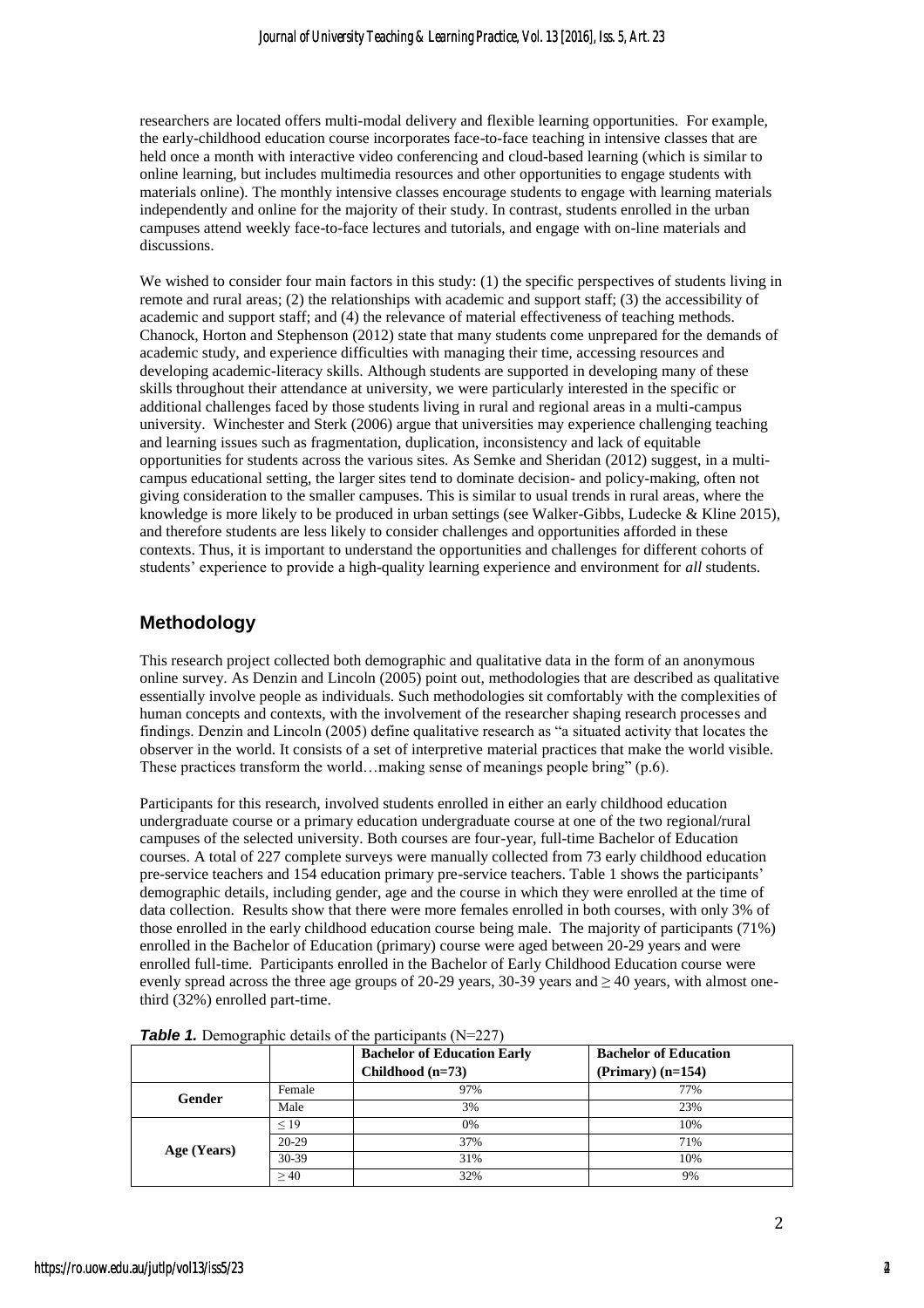researchers are located offers multi-modal delivery and flexible learning opportunities. For example, the early-childhood education course incorporates face-to-face teaching in intensive classes that are held once a month with interactive video conferencing and cloud-based learning (which is similar to online learning, but includes multimedia resources and other opportunities to engage students with materials online). The monthly intensive classes encourage students to engage with learning materials independently and online for the majority of their study. In contrast, students enrolled in the urban campuses attend weekly face-to-face lectures and tutorials, and engage with on-line materials and discussions.

We wished to consider four main factors in this study: (1) the specific perspectives of students living in remote and rural areas; (2) the relationships with academic and support staff; (3) the accessibility of academic and support staff; and (4) the relevance of material effectiveness of teaching methods. Chanock, Horton and Stephenson (2012) state that many students come unprepared for the demands of academic study, and experience difficulties with managing their time, accessing resources and developing academic-literacy skills. Although students are supported in developing many of these skills throughout their attendance at university, we were particularly interested in the specific or additional challenges faced by those students living in rural and regional areas in a multi-campus university. Winchester and Sterk (2006) argue that universities may experience challenging teaching and learning issues such as fragmentation, duplication, inconsistency and lack of equitable opportunities for students across the various sites. As Semke and Sheridan (2012) suggest, in a multi-campus educational setting, the larger sites tend to dominate decision- and policy-making, often not giving consideration to the smaller campuses. This is similar to usual trends in rural areas, where the knowledge is more likely to be produced in urban settings (see Walker-Gibbs, Ludecke & Kline 2015), and therefore students are less likely to consider challenges and opportunities afforded in these contexts. Thus, it is important to understand the opportunities and challenges for different cohorts of students' experience to provide a high-quality learning experience and environment for *all* students.

## Methodology

This research project collected both demographic and qualitative data in the form of an anonymous online survey. As Denzin and Lincoln (2005) point out, methodologies that are described as qualitative essentially involve people as individuals. Such methodologies sit comfortably with the complexities of human concepts and contexts, with the involvement of the researcher shaping research processes and findings. Denzin and Lincoln (2005) define qualitative research as "a situated activity that locates the observer in the world. It consists of a set of interpretive material practices that make the world visible. These practices transform the world…making sense of meanings people bring" (p.6).

Participants for this research, involved students enrolled in either an early childhood education undergraduate course or a primary education undergraduate course at one of the two regional/rural campuses of the selected university. Both courses are four-year, full-time Bachelor of Education courses. A total of 227 complete surveys were manually collected from 73 early childhood education pre-service teachers and 154 education primary pre-service teachers. Table 1 shows the participants' demographic details, including gender, age and the course in which they were enrolled at the time of data collection. Results show that there were more females enrolled in both courses, with only 3% of those enrolled in the early childhood education course being male. The majority of participants (71%) enrolled in the Bachelor of Education (primary) course were aged between 20-29 years and were enrolled full-time. Participants enrolled in the Bachelor of Early Childhood Education course were evenly spread across the three age groups of 20-29 years, 30-39 years and ≥ 40 years, with almost one-third (32%) enrolled part-time.

***Table 1.*** Demographic details of the participants (N=227)

| | | **Bachelor of Education Early Childhood (n=73)** | **Bachelor of Education (Primary) (n=154)** |
|---|---|---|---|
| **Gender** | Female | 97% | 77% |
| | Male | 3% | 23% |
| **Age (Years)** | ≤ 19 | 0% | 10% |
| | 20-29 | 37% | 71% |
| | 30-39 | 31% | 10% |
| | ≥ 40 | 32% | 9% |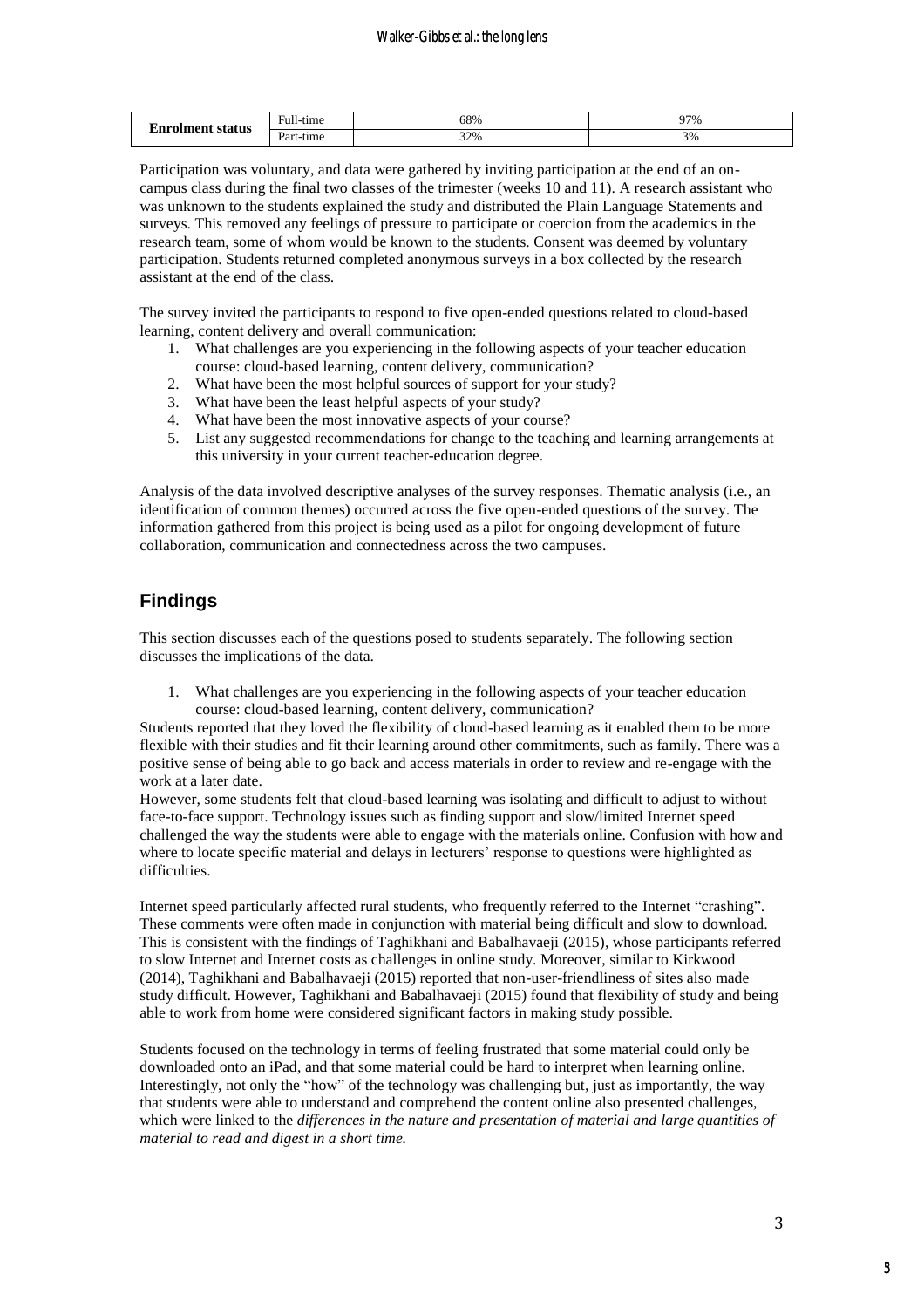| Enrolment status | Full-time | 68% | 97% |
|---|---|---|---|
| | Part-time | 32% | 3% |

Participation was voluntary, and data were gathered by inviting participation at the end of an on-campus class during the final two classes of the trimester (weeks 10 and 11). A research assistant who was unknown to the students explained the study and distributed the Plain Language Statements and surveys. This removed any feelings of pressure to participate or coercion from the academics in the research team, some of whom would be known to the students. Consent was deemed by voluntary participation. Students returned completed anonymous surveys in a box collected by the research assistant at the end of the class.

The survey invited the participants to respond to five open-ended questions related to cloud-based learning, content delivery and overall communication:

1. What challenges are you experiencing in the following aspects of your teacher education course: cloud-based learning, content delivery, communication?
2. What have been the most helpful sources of support for your study?
3. What have been the least helpful aspects of your study?
4. What have been the most innovative aspects of your course?
5. List any suggested recommendations for change to the teaching and learning arrangements at this university in your current teacher-education degree.

Analysis of the data involved descriptive analyses of the survey responses. Thematic analysis (i.e., an identification of common themes) occurred across the five open-ended questions of the survey. The information gathered from this project is being used as a pilot for ongoing development of future collaboration, communication and connectedness across the two campuses.

## Findings

This section discusses each of the questions posed to students separately. The following section discusses the implications of the data.

1. What challenges are you experiencing in the following aspects of your teacher education course: cloud-based learning, content delivery, communication?

Students reported that they loved the flexibility of cloud-based learning as it enabled them to be more flexible with their studies and fit their learning around other commitments, such as family. There was a positive sense of being able to go back and access materials in order to review and re-engage with the work at a later date.

However, some students felt that cloud-based learning was isolating and difficult to adjust to without face-to-face support. Technology issues such as finding support and slow/limited Internet speed challenged the way the students were able to engage with the materials online. Confusion with how and where to locate specific material and delays in lecturers' response to questions were highlighted as difficulties.

Internet speed particularly affected rural students, who frequently referred to the Internet "crashing". These comments were often made in conjunction with material being difficult and slow to download. This is consistent with the findings of Taghikhani and Babalhavaeji (2015), whose participants referred to slow Internet and Internet costs as challenges in online study. Moreover, similar to Kirkwood (2014), Taghikhani and Babalhavaeji (2015) reported that non-user-friendliness of sites also made study difficult. However, Taghikhani and Babalhavaeji (2015) found that flexibility of study and being able to work from home were considered significant factors in making study possible.

Students focused on the technology in terms of feeling frustrated that some material could only be downloaded onto an iPad, and that some material could be hard to interpret when learning online. Interestingly, not only the "how" of the technology was challenging but, just as importantly, the way that students were able to understand and comprehend the content online also presented challenges, which were linked to the *differences in the nature and presentation of material and large quantities of material to read and digest in a short time.*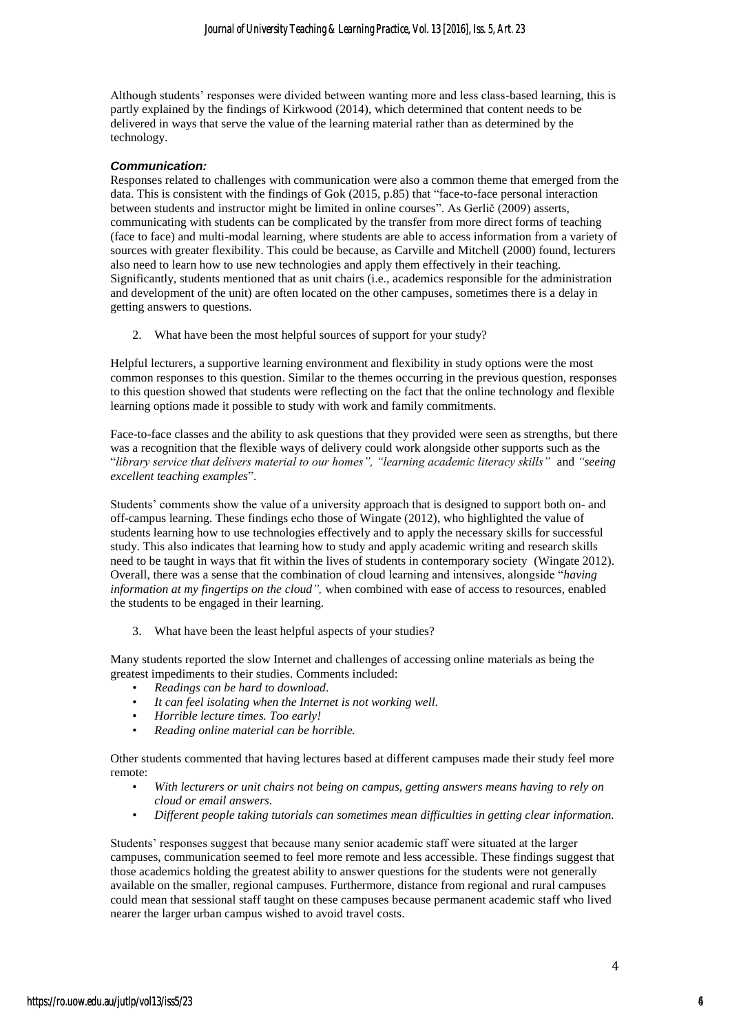Although students' responses were divided between wanting more and less class-based learning, this is partly explained by the findings of Kirkwood (2014), which determined that content needs to be delivered in ways that serve the value of the learning material rather than as determined by the technology.

***Communication:***

Responses related to challenges with communication were also a common theme that emerged from the data. This is consistent with the findings of Gok (2015, p.85) that "face-to-face personal interaction between students and instructor might be limited in online courses". As Gerlič (2009) asserts, communicating with students can be complicated by the transfer from more direct forms of teaching (face to face) and multi-modal learning, where students are able to access information from a variety of sources with greater flexibility. This could be because, as Carville and Mitchell (2000) found, lecturers also need to learn how to use new technologies and apply them effectively in their teaching. Significantly, students mentioned that as unit chairs (i.e., academics responsible for the administration and development of the unit) are often located on the other campuses, sometimes there is a delay in getting answers to questions.

2. What have been the most helpful sources of support for your study?

Helpful lecturers, a supportive learning environment and flexibility in study options were the most common responses to this question. Similar to the themes occurring in the previous question, responses to this question showed that students were reflecting on the fact that the online technology and flexible learning options made it possible to study with work and family commitments.

Face-to-face classes and the ability to ask questions that they provided were seen as strengths, but there was a recognition that the flexible ways of delivery could work alongside other supports such as the "*library service that delivers material to our homes", "learning academic literacy skills"* and *"seeing excellent teaching examples*".

Students' comments show the value of a university approach that is designed to support both on- and off-campus learning. These findings echo those of Wingate (2012), who highlighted the value of students learning how to use technologies effectively and to apply the necessary skills for successful study. This also indicates that learning how to study and apply academic writing and research skills need to be taught in ways that fit within the lives of students in contemporary society (Wingate 2012). Overall, there was a sense that the combination of cloud learning and intensives, alongside "*having information at my fingertips on the cloud",* when combined with ease of access to resources, enabled the students to be engaged in their learning.

3. What have been the least helpful aspects of your studies?

Many students reported the slow Internet and challenges of accessing online materials as being the greatest impediments to their studies. Comments included:

- *Readings can be hard to download.*
- *It can feel isolating when the Internet is not working well.*
- *Horrible lecture times. Too early!*
- *Reading online material can be horrible.*

Other students commented that having lectures based at different campuses made their study feel more remote:

- *With lecturers or unit chairs not being on campus, getting answers means having to rely on cloud or email answers.*
- *Different people taking tutorials can sometimes mean difficulties in getting clear information.*

Students' responses suggest that because many senior academic staff were situated at the larger campuses, communication seemed to feel more remote and less accessible. These findings suggest that those academics holding the greatest ability to answer questions for the students were not generally available on the smaller, regional campuses. Furthermore, distance from regional and rural campuses could mean that sessional staff taught on these campuses because permanent academic staff who lived nearer the larger urban campus wished to avoid travel costs.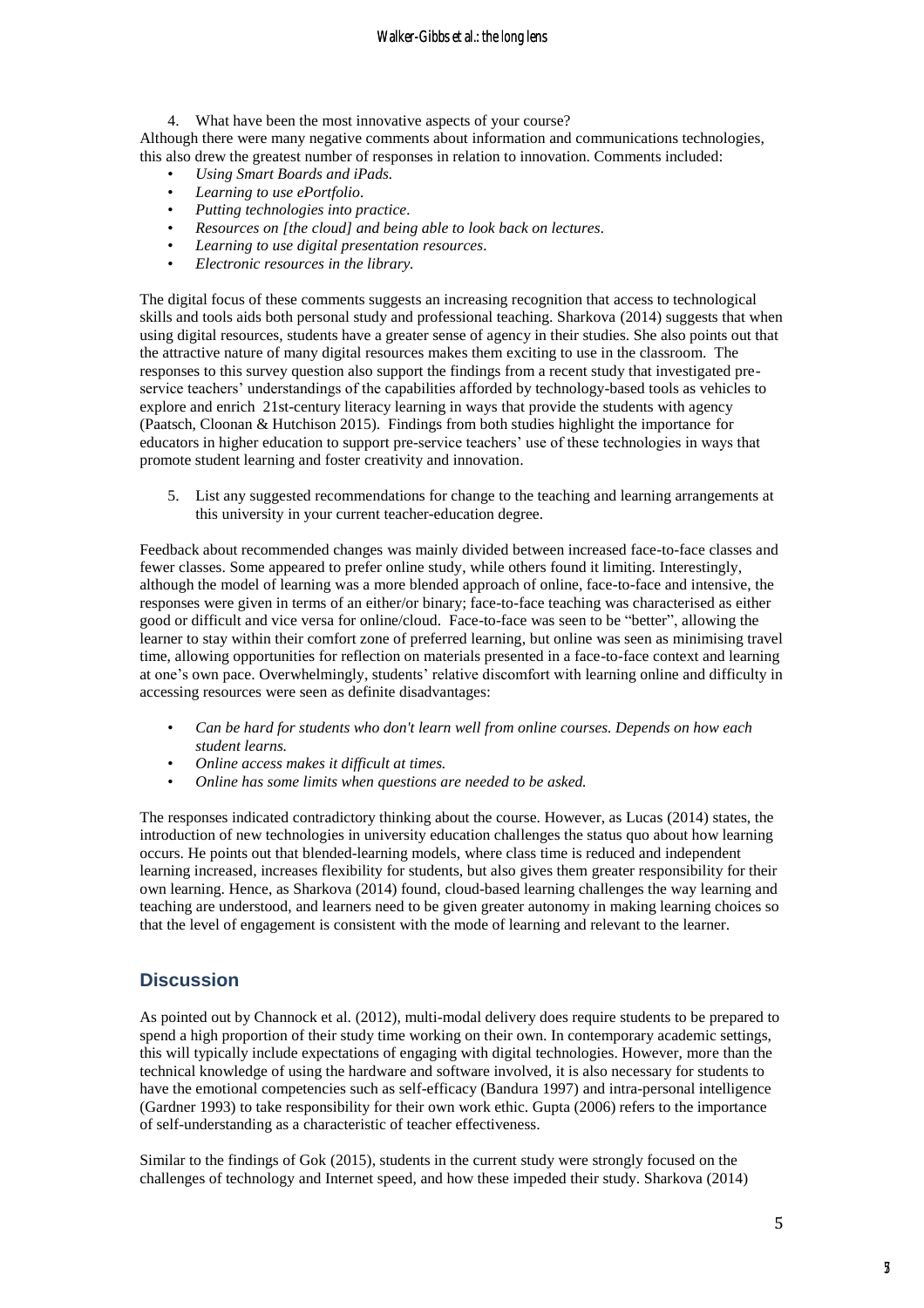4. What have been the most innovative aspects of your course?

Although there were many negative comments about information and communications technologies, this also drew the greatest number of responses in relation to innovation. Comments included:

- *Using Smart Boards and iPads.*
- *Learning to use ePortfolio.*
- *Putting technologies into practice.*
- *Resources on [the cloud] and being able to look back on lectures.*
- *Learning to use digital presentation resources.*
- *Electronic resources in the library.*

The digital focus of these comments suggests an increasing recognition that access to technological skills and tools aids both personal study and professional teaching. Sharkova (2014) suggests that when using digital resources, students have a greater sense of agency in their studies. She also points out that the attractive nature of many digital resources makes them exciting to use in the classroom. The responses to this survey question also support the findings from a recent study that investigated pre-service teachers' understandings of the capabilities afforded by technology-based tools as vehicles to explore and enrich 21st-century literacy learning in ways that provide the students with agency (Paatsch, Cloonan & Hutchison 2015). Findings from both studies highlight the importance for educators in higher education to support pre-service teachers' use of these technologies in ways that promote student learning and foster creativity and innovation.

5. List any suggested recommendations for change to the teaching and learning arrangements at this university in your current teacher-education degree.

Feedback about recommended changes was mainly divided between increased face-to-face classes and fewer classes. Some appeared to prefer online study, while others found it limiting. Interestingly, although the model of learning was a more blended approach of online, face-to-face and intensive, the responses were given in terms of an either/or binary; face-to-face teaching was characterised as either good or difficult and vice versa for online/cloud. Face-to-face was seen to be "better", allowing the learner to stay within their comfort zone of preferred learning, but online was seen as minimising travel time, allowing opportunities for reflection on materials presented in a face-to-face context and learning at one's own pace. Overwhelmingly, students' relative discomfort with learning online and difficulty in accessing resources were seen as definite disadvantages:

- *Can be hard for students who don't learn well from online courses. Depends on how each student learns.*
- *Online access makes it difficult at times.*
- *Online has some limits when questions are needed to be asked.*

The responses indicated contradictory thinking about the course. However, as Lucas (2014) states, the introduction of new technologies in university education challenges the status quo about how learning occurs. He points out that blended-learning models, where class time is reduced and independent learning increased, increases flexibility for students, but also gives them greater responsibility for their own learning. Hence, as Sharkova (2014) found, cloud-based learning challenges the way learning and teaching are understood, and learners need to be given greater autonomy in making learning choices so that the level of engagement is consistent with the mode of learning and relevant to the learner.

## Discussion

As pointed out by Channock et al. (2012), multi-modal delivery does require students to be prepared to spend a high proportion of their study time working on their own. In contemporary academic settings, this will typically include expectations of engaging with digital technologies. However, more than the technical knowledge of using the hardware and software involved, it is also necessary for students to have the emotional competencies such as self-efficacy (Bandura 1997) and intra-personal intelligence (Gardner 1993) to take responsibility for their own work ethic. Gupta (2006) refers to the importance of self-understanding as a characteristic of teacher effectiveness.

Similar to the findings of Gok (2015), students in the current study were strongly focused on the challenges of technology and Internet speed, and how these impeded their study. Sharkova (2014)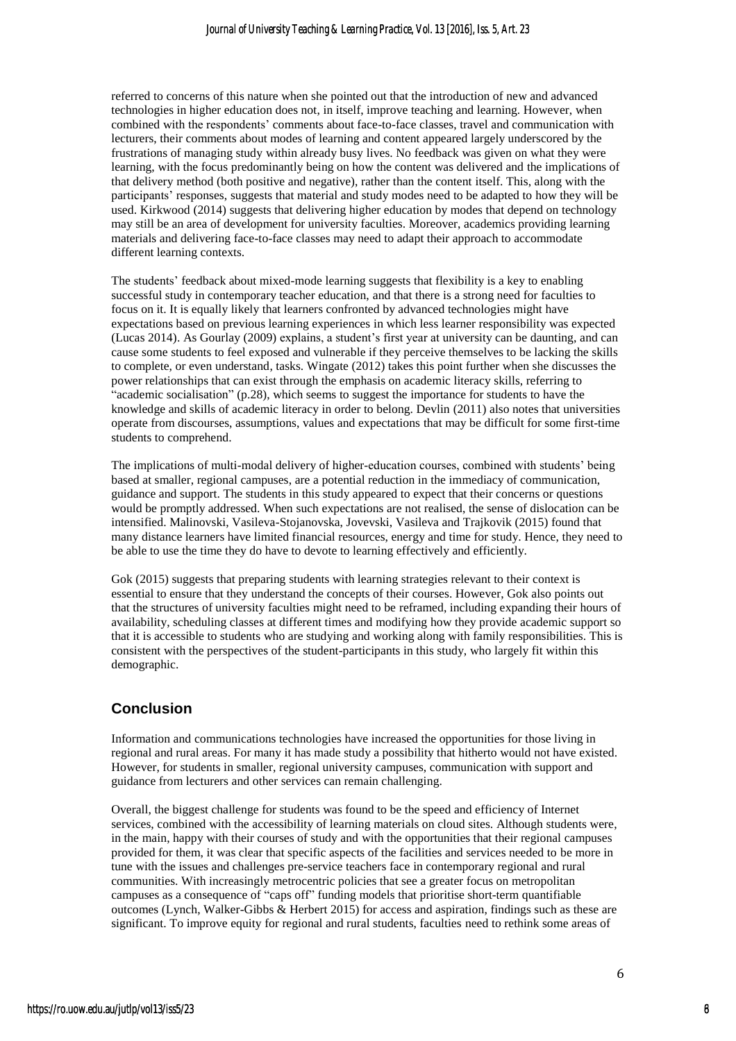referred to concerns of this nature when she pointed out that the introduction of new and advanced technologies in higher education does not, in itself, improve teaching and learning. However, when combined with the respondents' comments about face-to-face classes, travel and communication with lecturers, their comments about modes of learning and content appeared largely underscored by the frustrations of managing study within already busy lives. No feedback was given on what they were learning, with the focus predominantly being on how the content was delivered and the implications of that delivery method (both positive and negative), rather than the content itself. This, along with the participants' responses, suggests that material and study modes need to be adapted to how they will be used. Kirkwood (2014) suggests that delivering higher education by modes that depend on technology may still be an area of development for university faculties. Moreover, academics providing learning materials and delivering face-to-face classes may need to adapt their approach to accommodate different learning contexts.

The students' feedback about mixed-mode learning suggests that flexibility is a key to enabling successful study in contemporary teacher education, and that there is a strong need for faculties to focus on it. It is equally likely that learners confronted by advanced technologies might have expectations based on previous learning experiences in which less learner responsibility was expected (Lucas 2014). As Gourlay (2009) explains, a student's first year at university can be daunting, and can cause some students to feel exposed and vulnerable if they perceive themselves to be lacking the skills to complete, or even understand, tasks. Wingate (2012) takes this point further when she discusses the power relationships that can exist through the emphasis on academic literacy skills, referring to "academic socialisation" (p.28), which seems to suggest the importance for students to have the knowledge and skills of academic literacy in order to belong. Devlin (2011) also notes that universities operate from discourses, assumptions, values and expectations that may be difficult for some first-time students to comprehend.

The implications of multi-modal delivery of higher-education courses, combined with students' being based at smaller, regional campuses, are a potential reduction in the immediacy of communication, guidance and support. The students in this study appeared to expect that their concerns or questions would be promptly addressed. When such expectations are not realised, the sense of dislocation can be intensified. Malinovski, Vasileva-Stojanovska, Jovevski, Vasileva and Trajkovik (2015) found that many distance learners have limited financial resources, energy and time for study. Hence, they need to be able to use the time they do have to devote to learning effectively and efficiently.

Gok (2015) suggests that preparing students with learning strategies relevant to their context is essential to ensure that they understand the concepts of their courses. However, Gok also points out that the structures of university faculties might need to be reframed, including expanding their hours of availability, scheduling classes at different times and modifying how they provide academic support so that it is accessible to students who are studying and working along with family responsibilities. This is consistent with the perspectives of the student-participants in this study, who largely fit within this demographic.

## Conclusion

Information and communications technologies have increased the opportunities for those living in regional and rural areas. For many it has made study a possibility that hitherto would not have existed. However, for students in smaller, regional university campuses, communication with support and guidance from lecturers and other services can remain challenging.

Overall, the biggest challenge for students was found to be the speed and efficiency of Internet services, combined with the accessibility of learning materials on cloud sites. Although students were, in the main, happy with their courses of study and with the opportunities that their regional campuses provided for them, it was clear that specific aspects of the facilities and services needed to be more in tune with the issues and challenges pre-service teachers face in contemporary regional and rural communities. With increasingly metrocentric policies that see a greater focus on metropolitan campuses as a consequence of "caps off" funding models that prioritise short-term quantifiable outcomes (Lynch, Walker-Gibbs & Herbert 2015) for access and aspiration, findings such as these are significant. To improve equity for regional and rural students, faculties need to rethink some areas of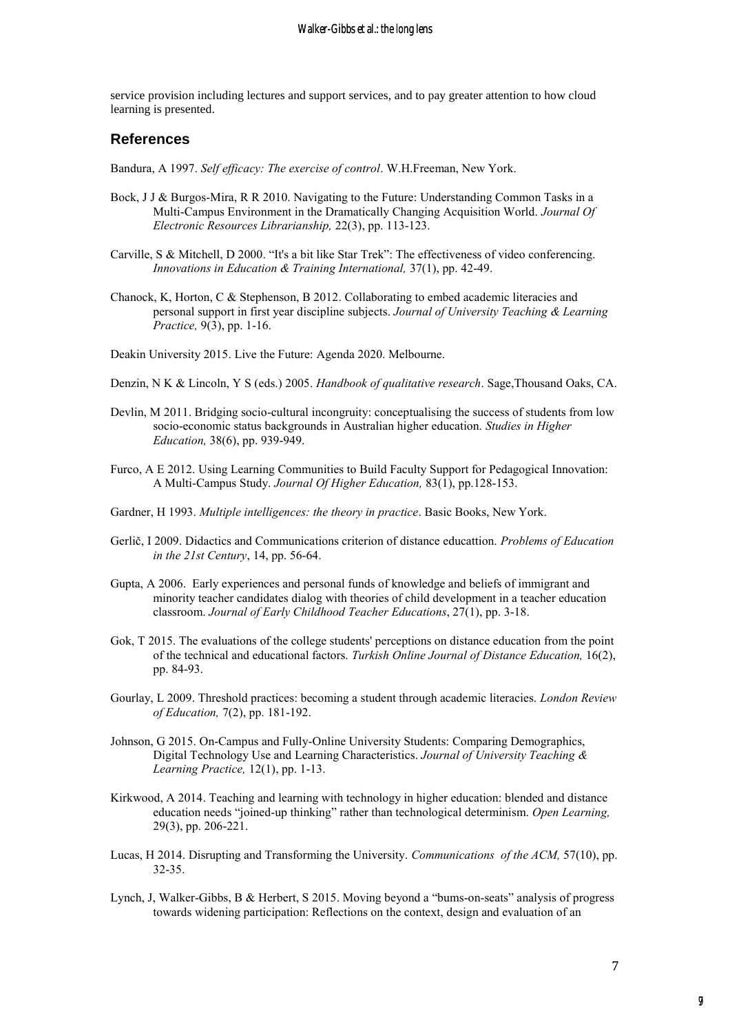service provision including lectures and support services, and to pay greater attention to how cloud learning is presented.

## References

Bandura, A 1997. *Self efficacy: The exercise of control*. W.H.Freeman, New York.

Bock, J J & Burgos-Mira, R R 2010. Navigating to the Future: Understanding Common Tasks in a Multi-Campus Environment in the Dramatically Changing Acquisition World. *Journal Of Electronic Resources Librarianship,* 22(3), pp. 113-123.

Carville, S & Mitchell, D 2000. "It's a bit like Star Trek": The effectiveness of video conferencing. *Innovations in Education & Training International,* 37(1), pp. 42-49.

Chanock, K, Horton, C & Stephenson, B 2012. Collaborating to embed academic literacies and personal support in first year discipline subjects. *Journal of University Teaching & Learning Practice,* 9(3), pp. 1-16.

Deakin University 2015. Live the Future: Agenda 2020. Melbourne.

Denzin, N K & Lincoln, Y S (eds.) 2005. *Handbook of qualitative research*. Sage,Thousand Oaks, CA.

Devlin, M 2011. Bridging socio-cultural incongruity: conceptualising the success of students from low socio-economic status backgrounds in Australian higher education. *Studies in Higher Education,* 38(6), pp. 939-949.

Furco, A E 2012. Using Learning Communities to Build Faculty Support for Pedagogical Innovation: A Multi-Campus Study. *Journal Of Higher Education,* 83(1), pp.128-153.

Gardner, H 1993. *Multiple intelligences: the theory in practice*. Basic Books, New York.

Gerlič, I 2009. Didactics and Communications criterion of distance educattion. *Problems of Education in the 21st Century*, 14, pp. 56-64.

Gupta, A 2006. Early experiences and personal funds of knowledge and beliefs of immigrant and minority teacher candidates dialog with theories of child development in a teacher education classroom. *Journal of Early Childhood Teacher Educations*, 27(1), pp. 3-18.

Gok, T 2015. The evaluations of the college students' perceptions on distance education from the point of the technical and educational factors. *Turkish Online Journal of Distance Education,* 16(2), pp. 84-93.

Gourlay, L 2009. Threshold practices: becoming a student through academic literacies. *London Review of Education,* 7(2), pp. 181-192.

Johnson, G 2015. On-Campus and Fully-Online University Students: Comparing Demographics, Digital Technology Use and Learning Characteristics. *Journal of University Teaching & Learning Practice,* 12(1), pp. 1-13.

Kirkwood, A 2014. Teaching and learning with technology in higher education: blended and distance education needs "joined-up thinking" rather than technological determinism. *Open Learning,* 29(3), pp. 206-221.

Lucas, H 2014. Disrupting and Transforming the University. *Communications of the ACM,* 57(10), pp. 32-35.

Lynch, J, Walker-Gibbs, B & Herbert, S 2015. Moving beyond a "bums-on-seats" analysis of progress towards widening participation: Reflections on the context, design and evaluation of an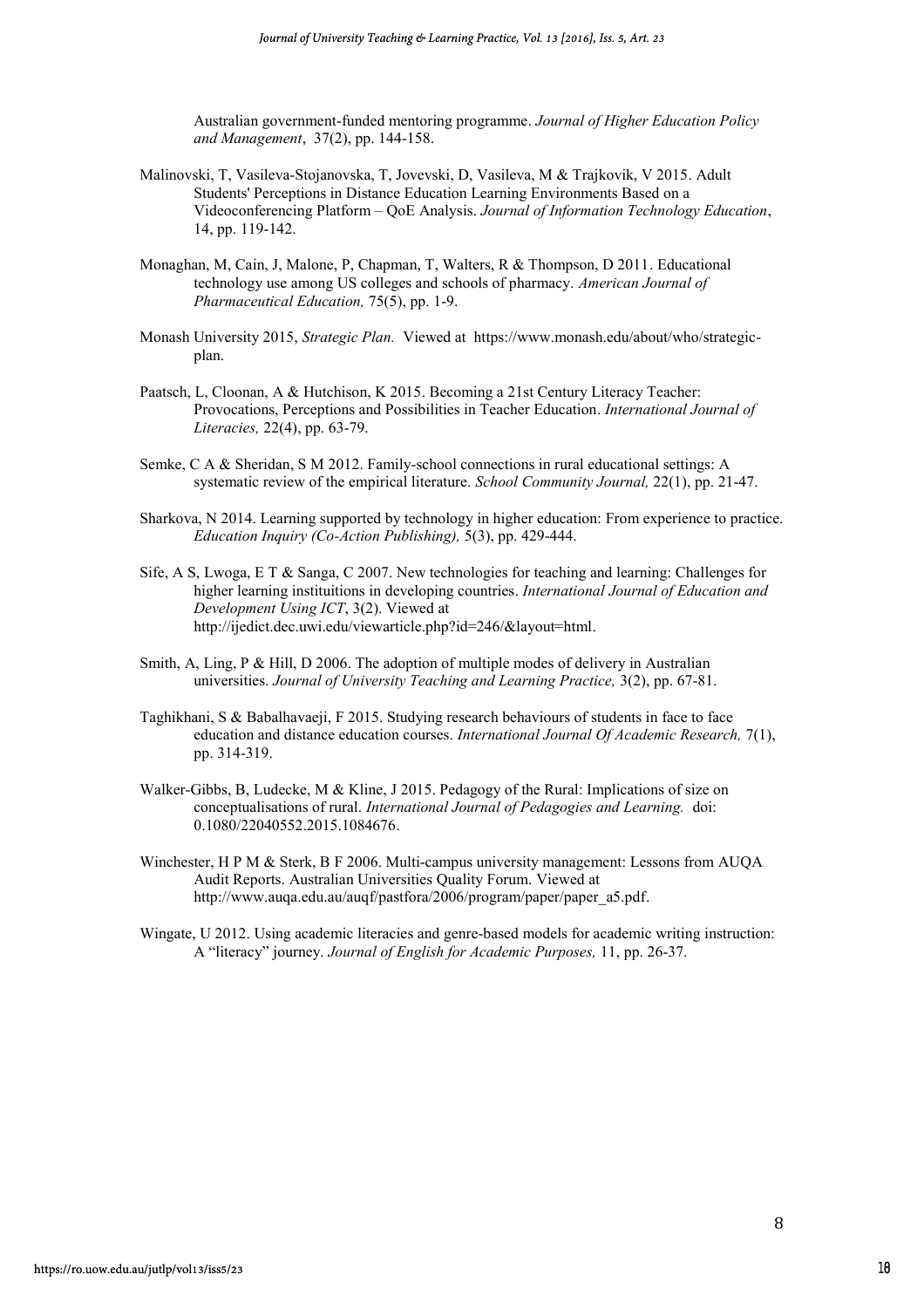Australian government-funded mentoring programme. *Journal of Higher Education Policy and Management*, 37(2), pp. 144-158.

Malinovski, T, Vasileva-Stojanovska, T, Jovevski, D, Vasileva, M & Trajkovik, V 2015. Adult Students' Perceptions in Distance Education Learning Environments Based on a Videoconferencing Platform – QoE Analysis. *Journal of Information Technology Education*, 14, pp. 119-142.

Monaghan, M, Cain, J, Malone, P, Chapman, T, Walters, R & Thompson, D 2011. Educational technology use among US colleges and schools of pharmacy. *American Journal of Pharmaceutical Education,* 75(5), pp. 1-9.

Monash University 2015, *Strategic Plan.* Viewed at https://www.monash.edu/about/who/strategic-plan.

Paatsch, L, Cloonan, A & Hutchison, K 2015. Becoming a 21st Century Literacy Teacher: Provocations, Perceptions and Possibilities in Teacher Education. *International Journal of Literacies,* 22(4), pp. 63-79.

Semke, C A & Sheridan, S M 2012. Family-school connections in rural educational settings: A systematic review of the empirical literature. *School Community Journal,* 22(1), pp. 21-47.

Sharkova, N 2014. Learning supported by technology in higher education: From experience to practice. *Education Inquiry (Co-Action Publishing),* 5(3), pp. 429-444.

Sife, A S, Lwoga, E T & Sanga, C 2007. New technologies for teaching and learning: Challenges for higher learning instituitions in developing countries. *International Journal of Education and Development Using ICT*, 3(2). Viewed at http://ijedict.dec.uwi.edu/viewarticle.php?id=246/&layout=html.

Smith, A, Ling, P & Hill, D 2006. The adoption of multiple modes of delivery in Australian universities. *Journal of University Teaching and Learning Practice,* 3(2), pp. 67-81.

Taghikhani, S & Babalhavaeji, F 2015. Studying research behaviours of students in face to face education and distance education courses. *International Journal Of Academic Research,* 7(1), pp. 314-319.

Walker-Gibbs, B, Ludecke, M & Kline, J 2015. Pedagogy of the Rural: Implications of size on conceptualisations of rural. *International Journal of Pedagogies and Learning.* doi: 0.1080/22040552.2015.1084676.

Winchester, H P M & Sterk, B F 2006. Multi-campus university management: Lessons from AUQA Audit Reports. Australian Universities Quality Forum. Viewed at http://www.auqa.edu.au/auqf/pastfora/2006/program/paper/paper_a5.pdf.

Wingate, U 2012. Using academic literacies and genre-based models for academic writing instruction: A "literacy" journey. *Journal of English for Academic Purposes,* 11, pp. 26-37.